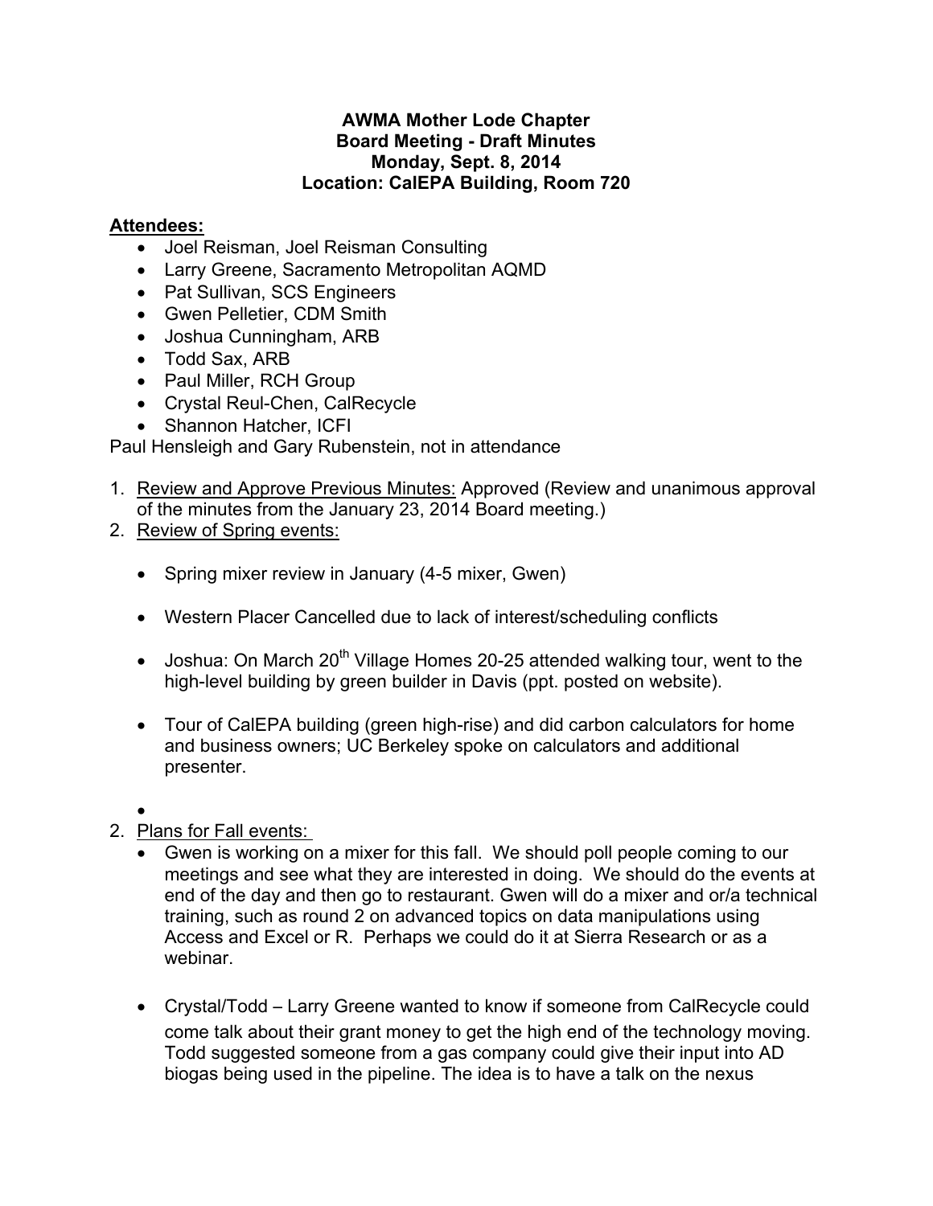**AWMA Mother Lode Chapter**
**Board Meeting - Draft Minutes**
**Monday, Sept. 8, 2014**
**Location: CalEPA Building, Room 720**

**Attendees:**

- Joel Reisman, Joel Reisman Consulting
- Larry Greene, Sacramento Metropolitan AQMD
- Pat Sullivan, SCS Engineers
- Gwen Pelletier, CDM Smith
- Joshua Cunningham, ARB
- Todd Sax, ARB
- Paul Miller, RCH Group
- Crystal Reul-Chen, CalRecycle
- Shannon Hatcher, ICFI

Paul Hensleigh and Gary Rubenstein, not in attendance

1. Review and Approve Previous Minutes: Approved (Review and unanimous approval of the minutes from the January 23, 2014 Board meeting.)
2. Review of Spring events:
   - Spring mixer review in January (4-5 mixer, Gwen)
   - Western Placer Cancelled due to lack of interest/scheduling conflicts
   - Joshua: On March 20th Village Homes 20-25 attended walking tour, went to the high-level building by green builder in Davis (ppt. posted on website).
   - Tour of CalEPA building (green high-rise) and did carbon calculators for home and business owners; UC Berkeley spoke on calculators and additional presenter.
   -
2. Plans for Fall events:
   - Gwen is working on a mixer for this fall. We should poll people coming to our meetings and see what they are interested in doing. We should do the events at end of the day and then go to restaurant. Gwen will do a mixer and or/a technical training, such as round 2 on advanced topics on data manipulations using Access and Excel or R. Perhaps we could do it at Sierra Research or as a webinar.
   - Crystal/Todd – Larry Greene wanted to know if someone from CalRecycle could come talk about their grant money to get the high end of the technology moving. Todd suggested someone from a gas company could give their input into AD biogas being used in the pipeline. The idea is to have a talk on the nexus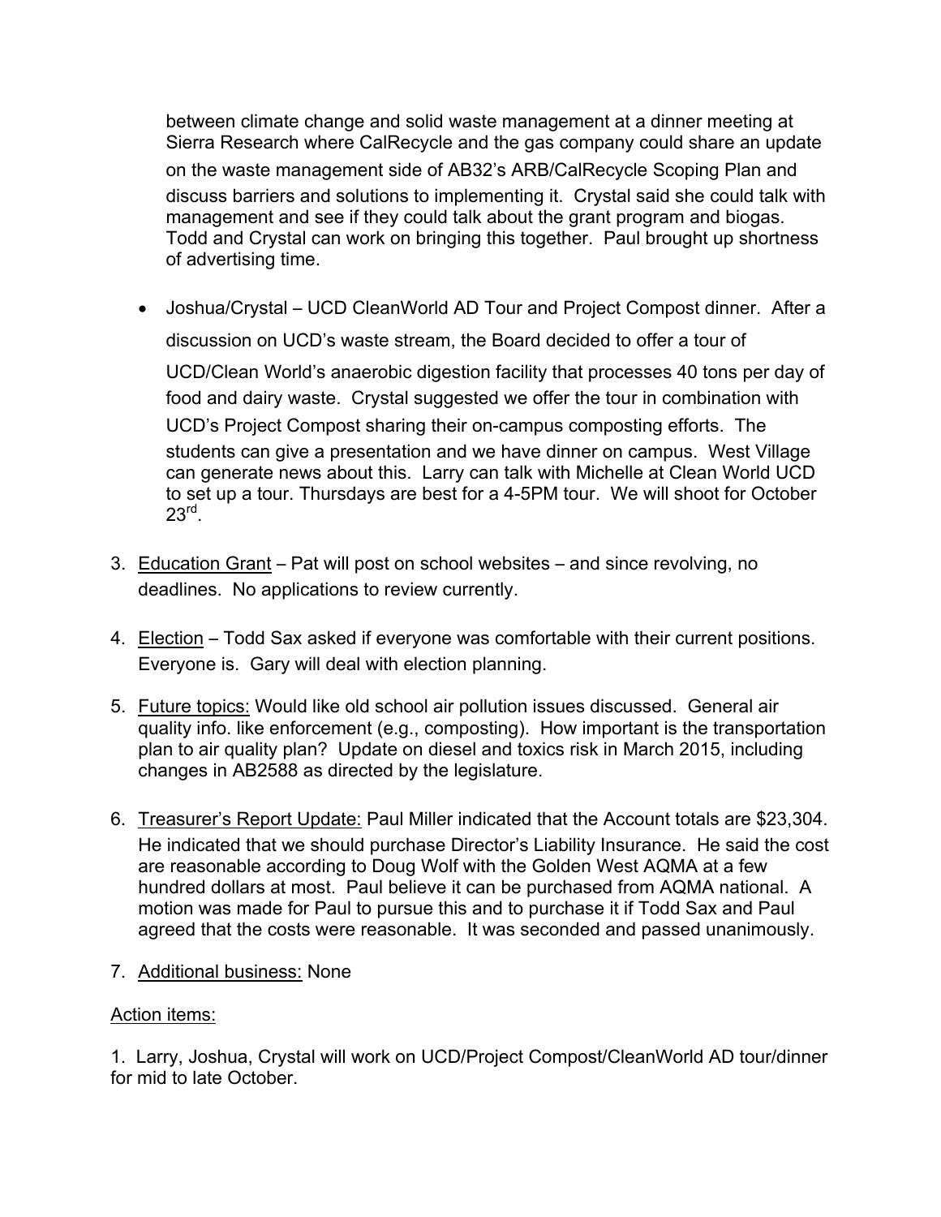between climate change and solid waste management at a dinner meeting at Sierra Research where CalRecycle and the gas company could share an update on the waste management side of AB32's ARB/CalRecycle Scoping Plan and discuss barriers and solutions to implementing it. Crystal said she could talk with management and see if they could talk about the grant program and biogas. Todd and Crystal can work on bringing this together. Paul brought up shortness of advertising time.

- Joshua/Crystal – UCD CleanWorld AD Tour and Project Compost dinner. After a discussion on UCD's waste stream, the Board decided to offer a tour of UCD/Clean World's anaerobic digestion facility that processes 40 tons per day of food and dairy waste. Crystal suggested we offer the tour in combination with UCD's Project Compost sharing their on-campus composting efforts. The students can give a presentation and we have dinner on campus. West Village can generate news about this. Larry can talk with Michelle at Clean World UCD to set up a tour. Thursdays are best for a 4-5PM tour. We will shoot for October 23rd.

3. Education Grant – Pat will post on school websites – and since revolving, no deadlines. No applications to review currently.

4. Election – Todd Sax asked if everyone was comfortable with their current positions. Everyone is. Gary will deal with election planning.

5. Future topics: Would like old school air pollution issues discussed. General air quality info. like enforcement (e.g., composting). How important is the transportation plan to air quality plan? Update on diesel and toxics risk in March 2015, including changes in AB2588 as directed by the legislature.

6. Treasurer's Report Update: Paul Miller indicated that the Account totals are $23,304. He indicated that we should purchase Director's Liability Insurance. He said the cost are reasonable according to Doug Wolf with the Golden West AQMA at a few hundred dollars at most. Paul believe it can be purchased from AQMA national. A motion was made for Paul to pursue this and to purchase it if Todd Sax and Paul agreed that the costs were reasonable. It was seconded and passed unanimously.

7. Additional business: None

Action items:

1. Larry, Joshua, Crystal will work on UCD/Project Compost/CleanWorld AD tour/dinner for mid to late October.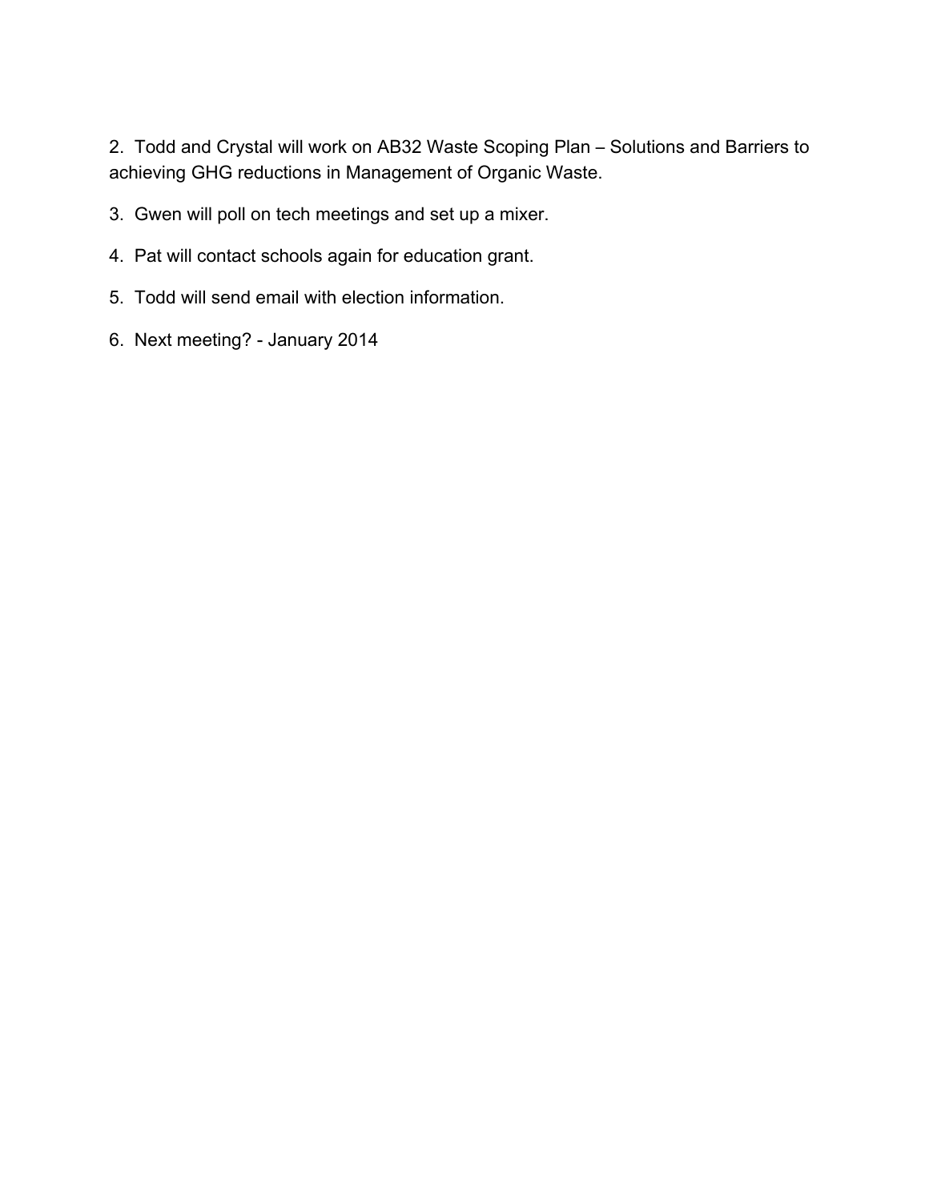2. Todd and Crystal will work on AB32 Waste Scoping Plan – Solutions and Barriers to achieving GHG reductions in Management of Organic Waste.

3. Gwen will poll on tech meetings and set up a mixer.

4. Pat will contact schools again for education grant.

5. Todd will send email with election information.

6. Next meeting? - January 2014